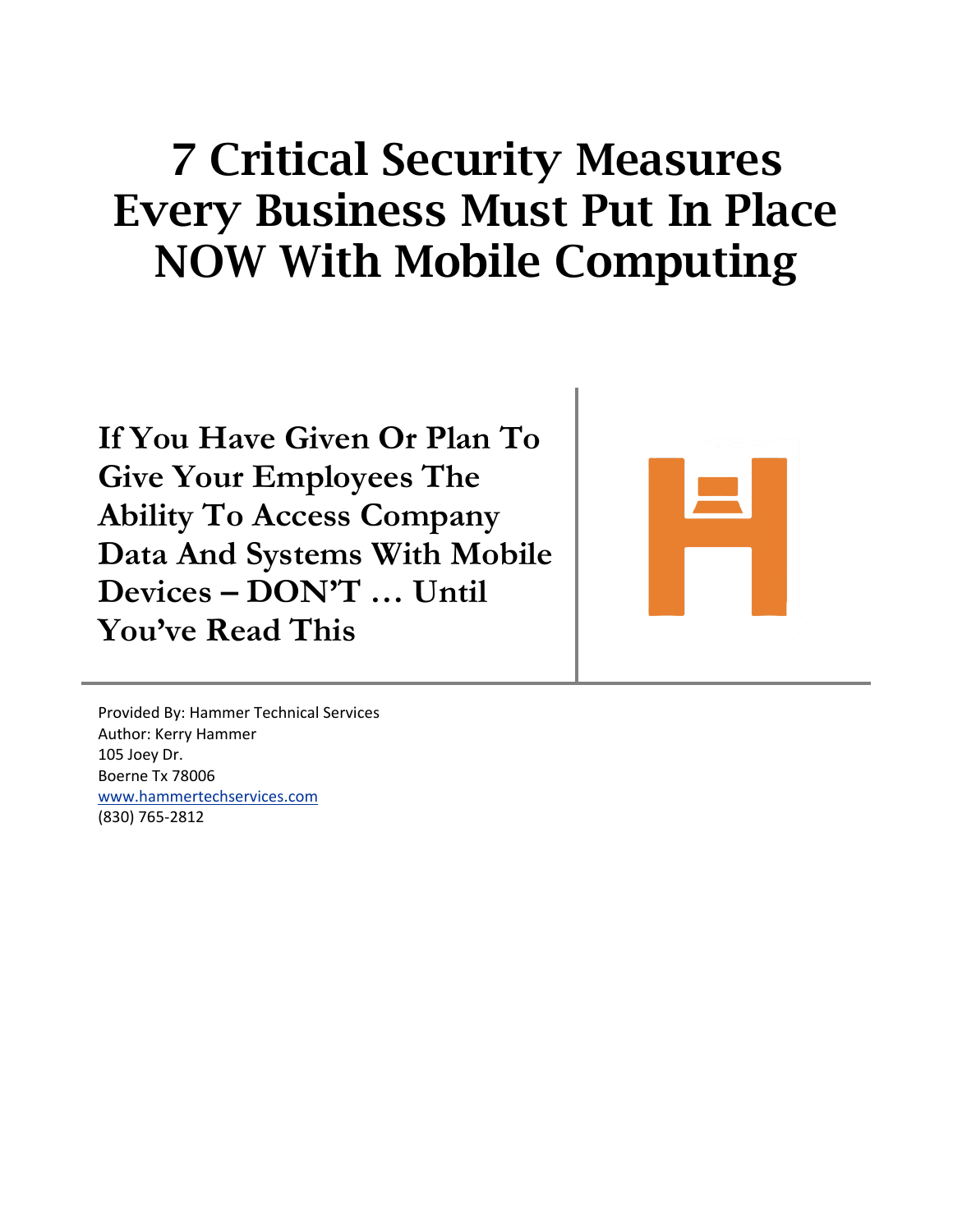# 7 Critical Security Measures Every Business Must Put In Place NOW With Mobile Computing

## If You Have Given Or Plan To Give Your Employees The Ability To Access Company Data And Systems With Mobile Devices – DON'T … Until You've Read This

Provided By: Hammer Technical Services
Author: Kerry Hammer
105 Joey Dr.
Boerne Tx 78006
[www.hammertechservices.com](http://www.hammertechservices.com)
(830) 765-2812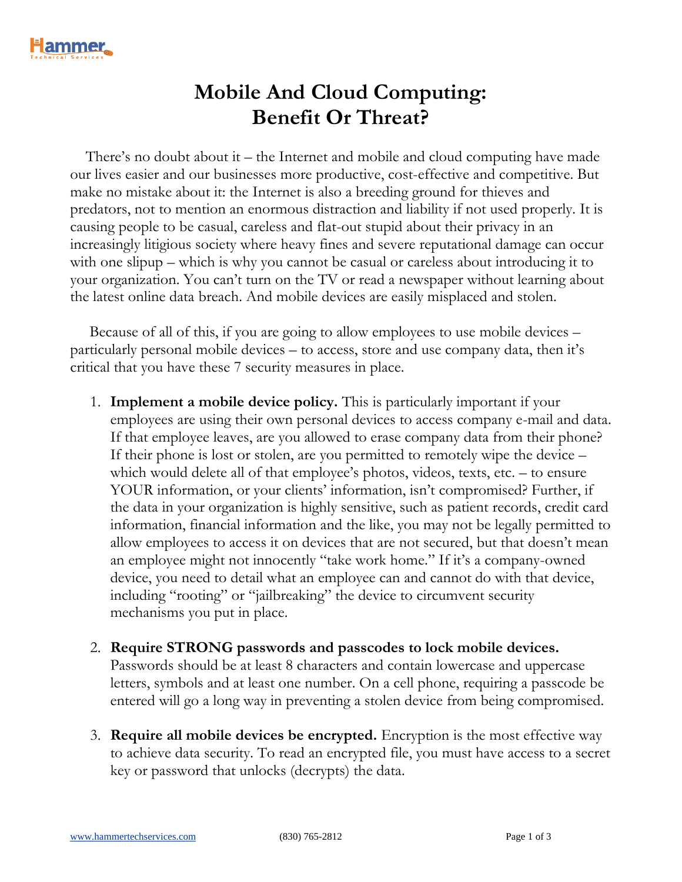# Mobile And Cloud Computing: Benefit Or Threat?

There's no doubt about it – the Internet and mobile and cloud computing have made our lives easier and our businesses more productive, cost-effective and competitive. But make no mistake about it: the Internet is also a breeding ground for thieves and predators, not to mention an enormous distraction and liability if not used properly. It is causing people to be casual, careless and flat-out stupid about their privacy in an increasingly litigious society where heavy fines and severe reputational damage can occur with one slipup – which is why you cannot be casual or careless about introducing it to your organization. You can't turn on the TV or read a newspaper without learning about the latest online data breach. And mobile devices are easily misplaced and stolen.

Because of all of this, if you are going to allow employees to use mobile devices – particularly personal mobile devices – to access, store and use company data, then it's critical that you have these 7 security measures in place.

1. **Implement a mobile device policy.** This is particularly important if your employees are using their own personal devices to access company e-mail and data. If that employee leaves, are you allowed to erase company data from their phone? If their phone is lost or stolen, are you permitted to remotely wipe the device – which would delete all of that employee's photos, videos, texts, etc. – to ensure YOUR information, or your clients' information, isn't compromised? Further, if the data in your organization is highly sensitive, such as patient records, credit card information, financial information and the like, you may not be legally permitted to allow employees to access it on devices that are not secured, but that doesn't mean an employee might not innocently "take work home." If it's a company-owned device, you need to detail what an employee can and cannot do with that device, including "rooting" or "jailbreaking" the device to circumvent security mechanisms you put in place.

2. **Require STRONG passwords and passcodes to lock mobile devices.** Passwords should be at least 8 characters and contain lowercase and uppercase letters, symbols and at least one number. On a cell phone, requiring a passcode be entered will go a long way in preventing a stolen device from being compromised.

3. **Require all mobile devices be encrypted.** Encryption is the most effective way to achieve data security. To read an encrypted file, you must have access to a secret key or password that unlocks (decrypts) the data.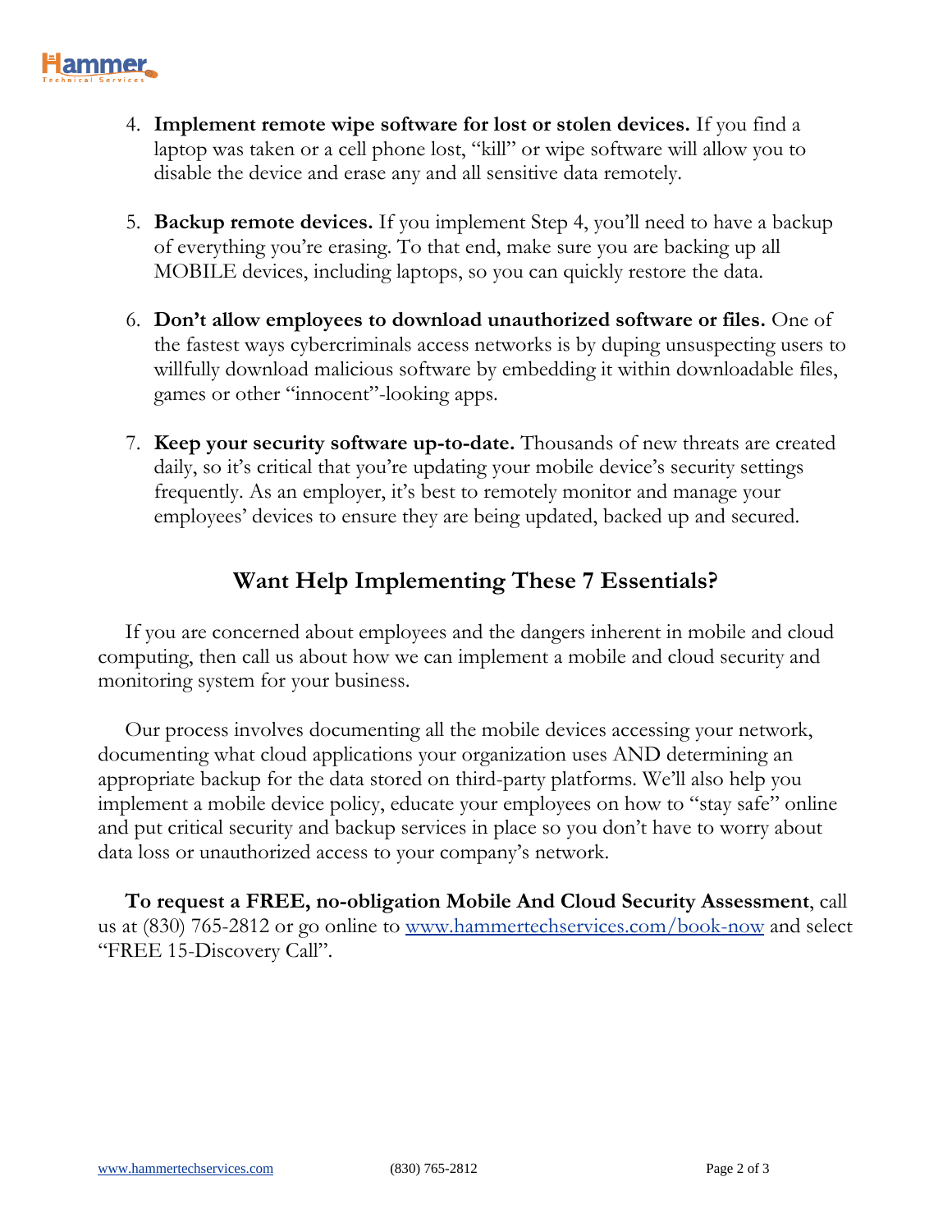4. **Implement remote wipe software for lost or stolen devices.** If you find a laptop was taken or a cell phone lost, "kill" or wipe software will allow you to disable the device and erase any and all sensitive data remotely.

5. **Backup remote devices.** If you implement Step 4, you'll need to have a backup of everything you're erasing. To that end, make sure you are backing up all MOBILE devices, including laptops, so you can quickly restore the data.

6. **Don't allow employees to download unauthorized software or files.** One of the fastest ways cybercriminals access networks is by duping unsuspecting users to willfully download malicious software by embedding it within downloadable files, games or other "innocent"-looking apps.

7. **Keep your security software up-to-date.** Thousands of new threats are created daily, so it's critical that you're updating your mobile device's security settings frequently. As an employer, it's best to remotely monitor and manage your employees' devices to ensure they are being updated, backed up and secured.

## Want Help Implementing These 7 Essentials?

If you are concerned about employees and the dangers inherent in mobile and cloud computing, then call us about how we can implement a mobile and cloud security and monitoring system for your business.

Our process involves documenting all the mobile devices accessing your network, documenting what cloud applications your organization uses AND determining an appropriate backup for the data stored on third-party platforms. We'll also help you implement a mobile device policy, educate your employees on how to "stay safe" online and put critical security and backup services in place so you don't have to worry about data loss or unauthorized access to your company's network.

**To request a FREE, no-obligation Mobile And Cloud Security Assessment**, call us at (830) 765-2812 or go online to [www.hammertechservices.com/book-now](www.hammertechservices.com/book-now) and select "FREE 15-Discovery Call".